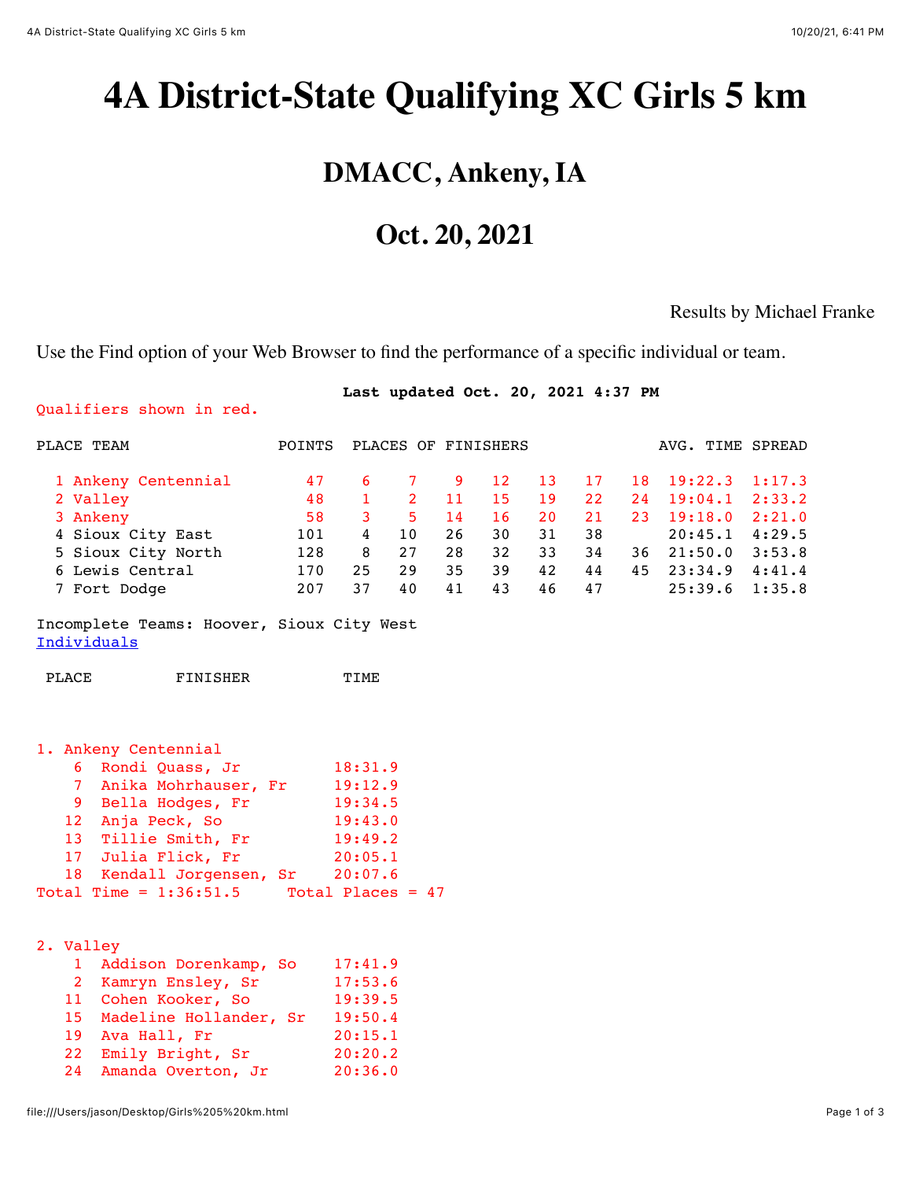# 4A District-State Qualifying XC Girls 5 km

## DMACC, Ankeny, IA

## Oct. 20, 2021

Results by Michael Franke

Use the Find option of your Web Browser to find the performance of a specific individual or team.

**Last updated Oct. 20, 2021 4:37 PM**

Qualifiers shown in red.

| PLACE | TEAM | POINTS | PLACES OF FINISHERS | | | | | | | AVG. TIME | SPREAD |
|---|---|---|---|---|---|---|---|---|---|---|---|
| 1 | Ankeny Centennial | 47 | 6 | 7 | 9 | 12 | 13 | 17 | 18 | 19:22.3 | 1:17.3 |
| 2 | Valley | 48 | 1 | 2 | 11 | 15 | 19 | 22 | 24 | 19:04.1 | 2:33.2 |
| 3 | Ankeny | 58 | 3 | 5 | 14 | 16 | 20 | 21 | 23 | 19:18.0 | 2:21.0 |
| 4 | Sioux City East | 101 | 4 | 10 | 26 | 30 | 31 | 38 | | 20:45.1 | 4:29.5 |
| 5 | Sioux City North | 128 | 8 | 27 | 28 | 32 | 33 | 34 | 36 | 21:50.0 | 3:53.8 |
| 6 | Lewis Central | 170 | 25 | 29 | 35 | 39 | 42 | 44 | 45 | 23:34.9 | 4:41.4 |
| 7 | Fort Dodge | 207 | 37 | 40 | 41 | 43 | 46 | 47 | | 25:39.6 | 1:35.8 |

Incomplete Teams: Hoover, Sioux City West

Individuals

| PLACE | FINISHER | TIME |
|---|---|---|

**1. Ankeny Centennial**

| PLACE | FINISHER | TIME |
|---|---|---|
| 6 | Rondi Quass, Jr | 18:31.9 |
| 7 | Anika Mohrhauser, Fr | 19:12.9 |
| 9 | Bella Hodges, Fr | 19:34.5 |
| 12 | Anja Peck, So | 19:43.0 |
| 13 | Tillie Smith, Fr | 19:49.2 |
| 17 | Julia Flick, Fr | 20:05.1 |
| 18 | Kendall Jorgensen, Sr | 20:07.6 |

Total Time = 1:36:51.5 Total Places = 47

**2. Valley**

| PLACE | FINISHER | TIME |
|---|---|---|
| 1 | Addison Dorenkamp, So | 17:41.9 |
| 2 | Kamryn Ensley, Sr | 17:53.6 |
| 11 | Cohen Kooker, So | 19:39.5 |
| 15 | Madeline Hollander, Sr | 19:50.4 |
| 19 | Ava Hall, Fr | 20:15.1 |
| 22 | Emily Bright, Sr | 20:20.2 |
| 24 | Amanda Overton, Jr | 20:36.0 |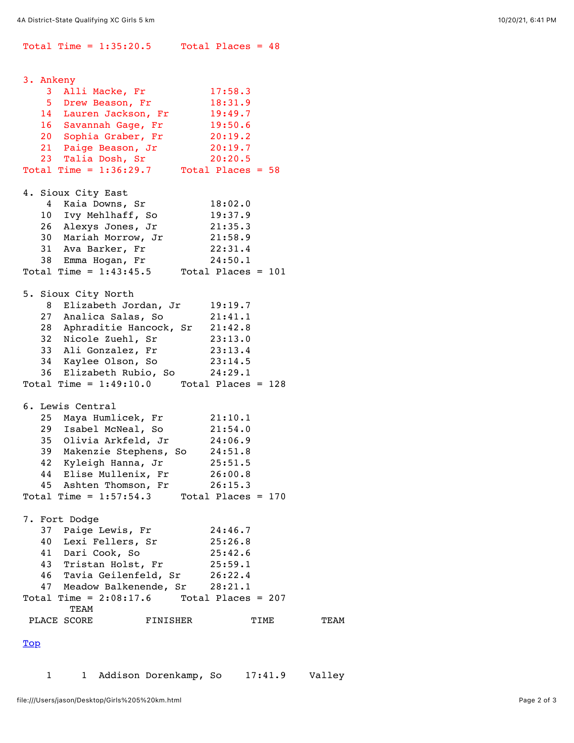Total Time = 1:35:20.5     Total Places = 48

3. Ankeny

| Place | Name | Time |
|---|---|---|
| 3 | Alli Macke, Fr | 17:58.3 |
| 5 | Drew Beason, Fr | 18:31.9 |
| 14 | Lauren Jackson, Fr | 19:49.7 |
| 16 | Savannah Gage, Fr | 19:50.6 |
| 20 | Sophia Graber, Fr | 20:19.2 |
| 21 | Paige Beason, Jr | 20:19.7 |
| 23 | Talia Dosh, Sr | 20:20.5 |

Total Time = 1:36:29.7     Total Places = 58

4. Sioux City East

| Place | Name | Time |
|---|---|---|
| 4 | Kaia Downs, Sr | 18:02.0 |
| 10 | Ivy Mehlhaff, So | 19:37.9 |
| 26 | Alexys Jones, Jr | 21:35.3 |
| 30 | Mariah Morrow, Jr | 21:58.9 |
| 31 | Ava Barker, Fr | 22:31.4 |
| 38 | Emma Hogan, Fr | 24:50.1 |

Total Time = 1:43:45.5     Total Places = 101

5. Sioux City North

| Place | Name | Time |
|---|---|---|
| 8 | Elizabeth Jordan, Jr | 19:19.7 |
| 27 | Analica Salas, So | 21:41.1 |
| 28 | Aphraditie Hancock, Sr | 21:42.8 |
| 32 | Nicole Zuehl, Sr | 23:13.0 |
| 33 | Ali Gonzalez, Fr | 23:13.4 |
| 34 | Kaylee Olson, So | 23:14.5 |
| 36 | Elizabeth Rubio, So | 24:29.1 |

Total Time = 1:49:10.0     Total Places = 128

6. Lewis Central

| Place | Name | Time |
|---|---|---|
| 25 | Maya Humlicek, Fr | 21:10.1 |
| 29 | Isabel McNeal, So | 21:54.0 |
| 35 | Olivia Arkfeld, Jr | 24:06.9 |
| 39 | Makenzie Stephens, So | 24:51.8 |
| 42 | Kyleigh Hanna, Jr | 25:51.5 |
| 44 | Elise Mullenix, Fr | 26:00.8 |
| 45 | Ashten Thomson, Fr | 26:15.3 |

Total Time = 1:57:54.3     Total Places = 170

7. Fort Dodge

| Place | Name | Time |
|---|---|---|
| 37 | Paige Lewis, Fr | 24:46.7 |
| 40 | Lexi Fellers, Sr | 25:26.8 |
| 41 | Dari Cook, So | 25:42.6 |
| 43 | Tristan Holst, Fr | 25:59.1 |
| 46 | Tavia Geilenfeld, Sr | 26:22.4 |
| 47 | Meadow Balkenende, Sr | 28:21.1 |

Total Time = 2:08:17.6     Total Places = 207

Top

| PLACE | TEAM SCORE | FINISHER | TIME | TEAM |
|---|---|---|---|---|
| 1 | 1 | Addison Dorenkamp, So | 17:41.9 | Valley |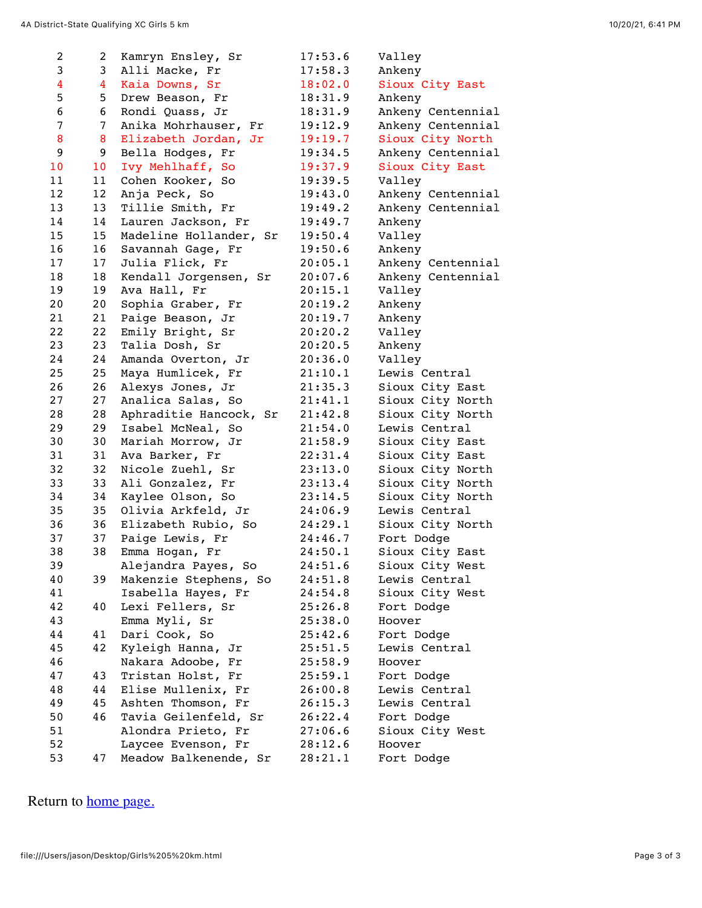| | | | | |
|---|---|---|---|---|
| 2 | 2 | Kamryn Ensley, Sr | 17:53.6 | Valley |
| 3 | 3 | Alli Macke, Fr | 17:58.3 | Ankeny |
| 4 | 4 | Kaia Downs, Sr | 18:02.0 | Sioux City East |
| 5 | 5 | Drew Beason, Fr | 18:31.9 | Ankeny |
| 6 | 6 | Rondi Quass, Jr | 18:31.9 | Ankeny Centennial |
| 7 | 7 | Anika Mohrhauser, Fr | 19:12.9 | Ankeny Centennial |
| 8 | 8 | Elizabeth Jordan, Jr | 19:19.7 | Sioux City North |
| 9 | 9 | Bella Hodges, Fr | 19:34.5 | Ankeny Centennial |
| 10 | 10 | Ivy Mehlhaff, So | 19:37.9 | Sioux City East |
| 11 | 11 | Cohen Kooker, So | 19:39.5 | Valley |
| 12 | 12 | Anja Peck, So | 19:43.0 | Ankeny Centennial |
| 13 | 13 | Tillie Smith, Fr | 19:49.2 | Ankeny Centennial |
| 14 | 14 | Lauren Jackson, Fr | 19:49.7 | Ankeny |
| 15 | 15 | Madeline Hollander, Sr | 19:50.4 | Valley |
| 16 | 16 | Savannah Gage, Fr | 19:50.6 | Ankeny |
| 17 | 17 | Julia Flick, Fr | 20:05.1 | Ankeny Centennial |
| 18 | 18 | Kendall Jorgensen, Sr | 20:07.6 | Ankeny Centennial |
| 19 | 19 | Ava Hall, Fr | 20:15.1 | Valley |
| 20 | 20 | Sophia Graber, Fr | 20:19.2 | Ankeny |
| 21 | 21 | Paige Beason, Jr | 20:19.7 | Ankeny |
| 22 | 22 | Emily Bright, Sr | 20:20.2 | Valley |
| 23 | 23 | Talia Dosh, Sr | 20:20.5 | Ankeny |
| 24 | 24 | Amanda Overton, Jr | 20:36.0 | Valley |
| 25 | 25 | Maya Humlicek, Fr | 21:10.1 | Lewis Central |
| 26 | 26 | Alexys Jones, Jr | 21:35.3 | Sioux City East |
| 27 | 27 | Analica Salas, So | 21:41.1 | Sioux City North |
| 28 | 28 | Aphraditie Hancock, Sr | 21:42.8 | Sioux City North |
| 29 | 29 | Isabel McNeal, So | 21:54.0 | Lewis Central |
| 30 | 30 | Mariah Morrow, Jr | 21:58.9 | Sioux City East |
| 31 | 31 | Ava Barker, Fr | 22:31.4 | Sioux City East |
| 32 | 32 | Nicole Zuehl, Sr | 23:13.0 | Sioux City North |
| 33 | 33 | Ali Gonzalez, Fr | 23:13.4 | Sioux City North |
| 34 | 34 | Kaylee Olson, So | 23:14.5 | Sioux City North |
| 35 | 35 | Olivia Arkfeld, Jr | 24:06.9 | Lewis Central |
| 36 | 36 | Elizabeth Rubio, So | 24:29.1 | Sioux City North |
| 37 | 37 | Paige Lewis, Fr | 24:46.7 | Fort Dodge |
| 38 | 38 | Emma Hogan, Fr | 24:50.1 | Sioux City East |
| 39 | | Alejandra Payes, So | 24:51.6 | Sioux City West |
| 40 | 39 | Makenzie Stephens, So | 24:51.8 | Lewis Central |
| 41 | | Isabella Hayes, Fr | 24:54.8 | Sioux City West |
| 42 | 40 | Lexi Fellers, Sr | 25:26.8 | Fort Dodge |
| 43 | | Emma Myli, Sr | 25:38.0 | Hoover |
| 44 | 41 | Dari Cook, So | 25:42.6 | Fort Dodge |
| 45 | 42 | Kyleigh Hanna, Jr | 25:51.5 | Lewis Central |
| 46 | | Nakara Adoobe, Fr | 25:58.9 | Hoover |
| 47 | 43 | Tristan Holst, Fr | 25:59.1 | Fort Dodge |
| 48 | 44 | Elise Mullenix, Fr | 26:00.8 | Lewis Central |
| 49 | 45 | Ashten Thomson, Fr | 26:15.3 | Lewis Central |
| 50 | 46 | Tavia Geilenfeld, Sr | 26:22.4 | Fort Dodge |
| 51 | | Alondra Prieto, Fr | 27:06.6 | Sioux City West |
| 52 | | Laycee Evenson, Fr | 28:12.6 | Hoover |
| 53 | 47 | Meadow Balkenende, Sr | 28:21.1 | Fort Dodge |

Return to home page.